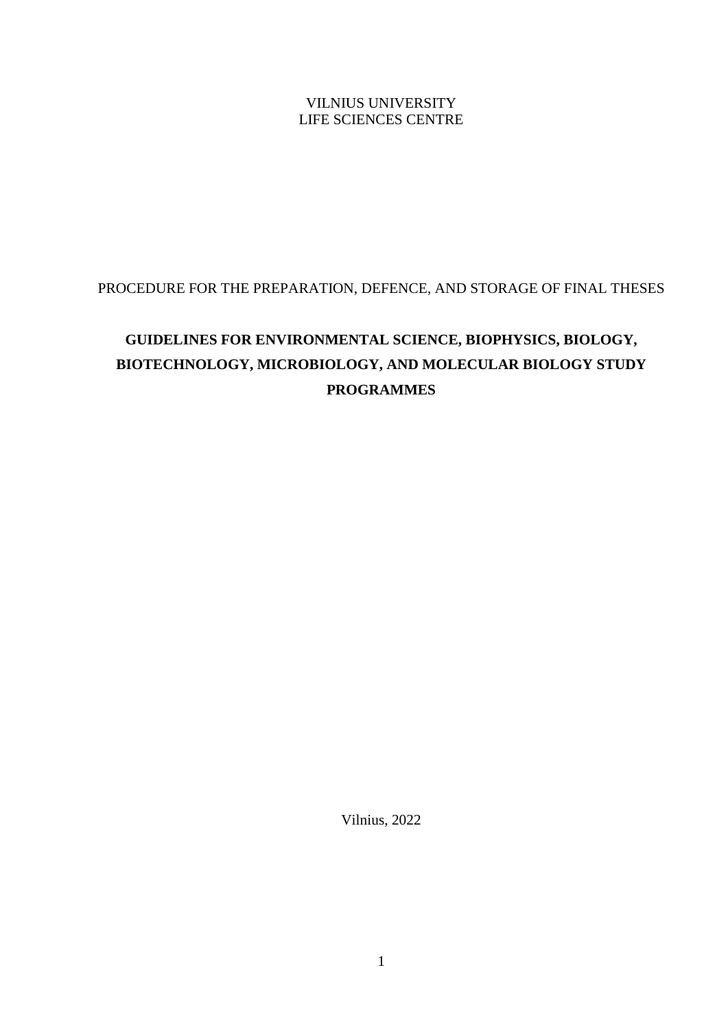VILNIUS UNIVERSITY
LIFE SCIENCES CENTRE

PROCEDURE FOR THE PREPARATION, DEFENCE, AND STORAGE OF FINAL THESES

# GUIDELINES FOR ENVIRONMENTAL SCIENCE, BIOPHYSICS, BIOLOGY, BIOTECHNOLOGY, MICROBIOLOGY, AND MOLECULAR BIOLOGY STUDY PROGRAMMES

Vilnius, 2022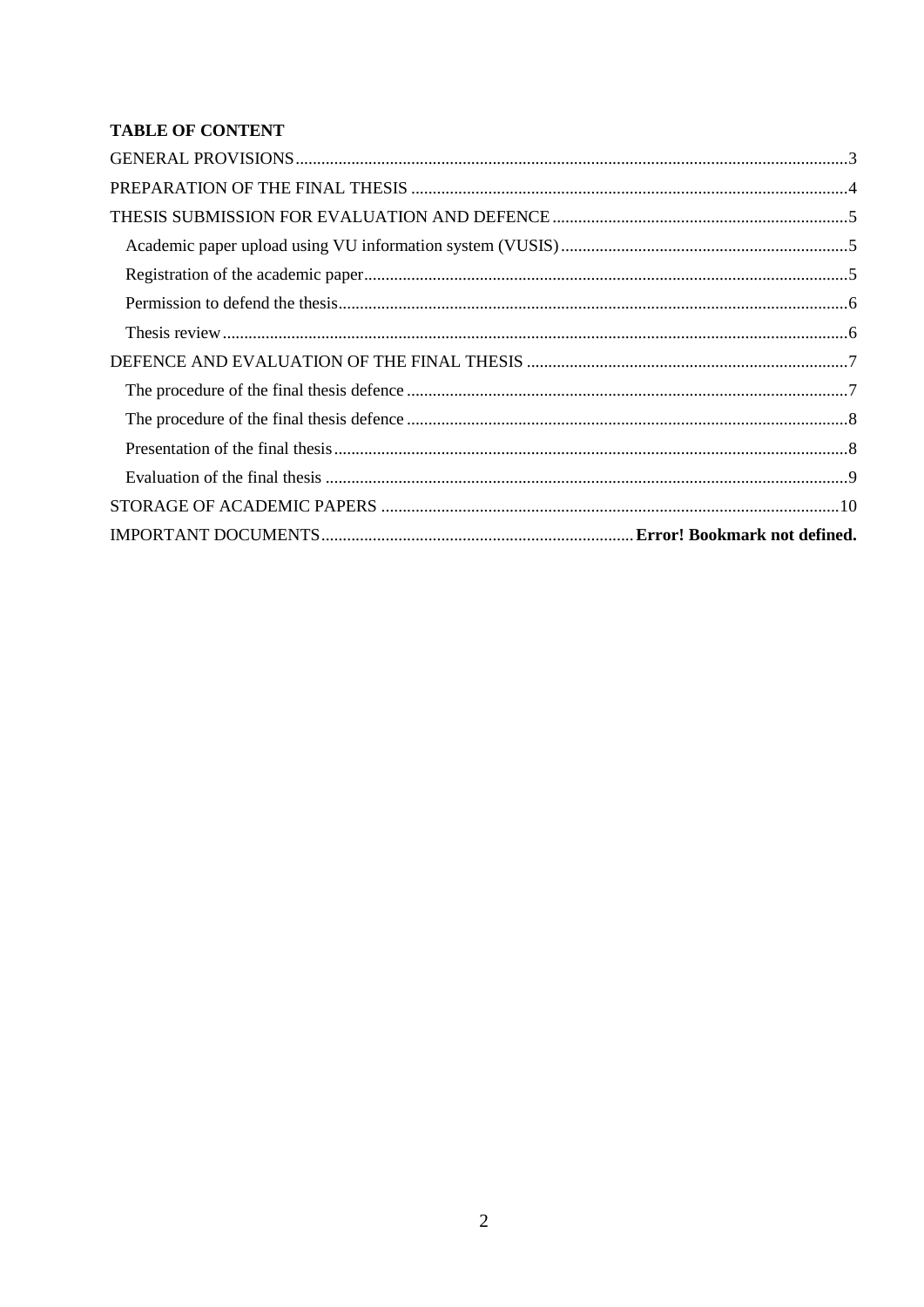**TABLE OF CONTENT**

GENERAL PROVISIONS ............................................................................................................................3

PREPARATION OF THE FINAL THESIS ......................................................................................4

THESIS SUBMISSION FOR EVALUATION AND DEFENCE ....................................................5

- Academic paper upload using VU information system (VUSIS) ..................................................5
- Registration of the academic paper ...............................................................................................5
- Permission to defend the thesis .....................................................................................................6
- Thesis review .................................................................................................................................6

DEFENCE AND EVALUATION OF THE FINAL THESIS ...........................................................7

- The procedure of the final thesis defence ......................................................................................7
- The procedure of the final thesis defence ......................................................................................8
- Presentation of the final thesis .......................................................................................................8
- Evaluation of the final thesis .........................................................................................................9

STORAGE OF ACADEMIC PAPERS ...........................................................................................10

IMPORTANT DOCUMENTS ......................................................................... **Error! Bookmark not defined.**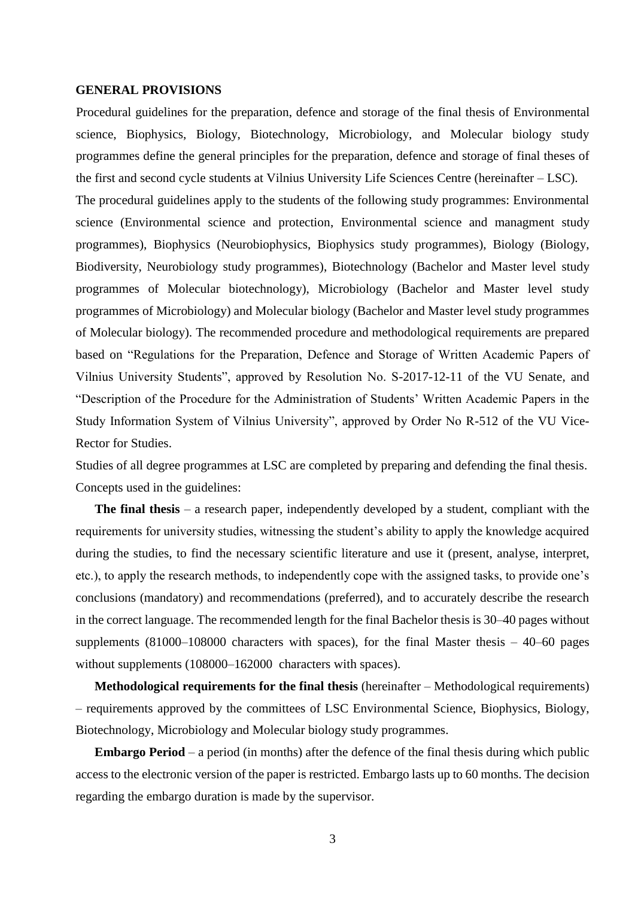## GENERAL PROVISIONS

Procedural guidelines for the preparation, defence and storage of the final thesis of Environmental science, Biophysics, Biology, Biotechnology, Microbiology, and Molecular biology study programmes define the general principles for the preparation, defence and storage of final theses of the first and second cycle students at Vilnius University Life Sciences Centre (hereinafter – LSC).

The procedural guidelines apply to the students of the following study programmes: Environmental science (Environmental science and protection, Environmental science and managment study programmes), Biophysics (Neurobiophysics, Biophysics study programmes), Biology (Biology, Biodiversity, Neurobiology study programmes), Biotechnology (Bachelor and Master level study programmes of Molecular biotechnology), Microbiology (Bachelor and Master level study programmes of Microbiology) and Molecular biology (Bachelor and Master level study programmes of Molecular biology). The recommended procedure and methodological requirements are prepared based on "Regulations for the Preparation, Defence and Storage of Written Academic Papers of Vilnius University Students", approved by Resolution No. S-2017-12-11 of the VU Senate, and "Description of the Procedure for the Administration of Students' Written Academic Papers in the Study Information System of Vilnius University", approved by Order No R-512 of the VU Vice-Rector for Studies.

Studies of all degree programmes at LSC are completed by preparing and defending the final thesis.

Concepts used in the guidelines:

**The final thesis** – a research paper, independently developed by a student, compliant with the requirements for university studies, witnessing the student's ability to apply the knowledge acquired during the studies, to find the necessary scientific literature and use it (present, analyse, interpret, etc.), to apply the research methods, to independently cope with the assigned tasks, to provide one's conclusions (mandatory) and recommendations (preferred), and to accurately describe the research in the correct language. The recommended length for the final Bachelor thesis is 30–40 pages without supplements (81000–108000 characters with spaces), for the final Master thesis – 40–60 pages without supplements (108000–162000 characters with spaces).

**Methodological requirements for the final thesis** (hereinafter – Methodological requirements) – requirements approved by the committees of LSC Environmental Science, Biophysics, Biology, Biotechnology, Microbiology and Molecular biology study programmes.

**Embargo Period** – a period (in months) after the defence of the final thesis during which public access to the electronic version of the paper is restricted. Embargo lasts up to 60 months. The decision regarding the embargo duration is made by the supervisor.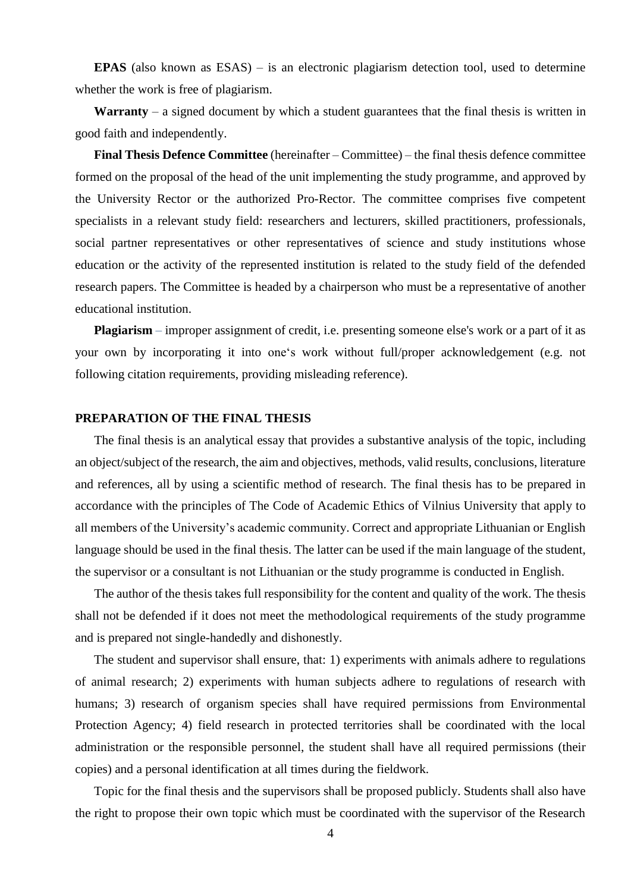**EPAS** (also known as ESAS) – is an electronic plagiarism detection tool, used to determine whether the work is free of plagiarism.

**Warranty** – a signed document by which a student guarantees that the final thesis is written in good faith and independently.

**Final Thesis Defence Committee** (hereinafter – Committee) – the final thesis defence committee formed on the proposal of the head of the unit implementing the study programme, and approved by the University Rector or the authorized Pro-Rector. The committee comprises five competent specialists in a relevant study field: researchers and lecturers, skilled practitioners, professionals, social partner representatives or other representatives of science and study institutions whose education or the activity of the represented institution is related to the study field of the defended research papers. The Committee is headed by a chairperson who must be a representative of another educational institution.

**Plagiarism** – improper assignment of credit, i.e. presenting someone else's work or a part of it as your own by incorporating it into one's work without full/proper acknowledgement (e.g. not following citation requirements, providing misleading reference).

## PREPARATION OF THE FINAL THESIS

The final thesis is an analytical essay that provides a substantive analysis of the topic, including an object/subject of the research, the aim and objectives, methods, valid results, conclusions, literature and references, all by using a scientific method of research. The final thesis has to be prepared in accordance with the principles of The Code of Academic Ethics of Vilnius University that apply to all members of the University's academic community. Correct and appropriate Lithuanian or English language should be used in the final thesis. The latter can be used if the main language of the student, the supervisor or a consultant is not Lithuanian or the study programme is conducted in English.

The author of the thesis takes full responsibility for the content and quality of the work. The thesis shall not be defended if it does not meet the methodological requirements of the study programme and is prepared not single-handedly and dishonestly.

The student and supervisor shall ensure, that: 1) experiments with animals adhere to regulations of animal research; 2) experiments with human subjects adhere to regulations of research with humans; 3) research of organism species shall have required permissions from Environmental Protection Agency; 4) field research in protected territories shall be coordinated with the local administration or the responsible personnel, the student shall have all required permissions (their copies) and a personal identification at all times during the fieldwork.

Topic for the final thesis and the supervisors shall be proposed publicly. Students shall also have the right to propose their own topic which must be coordinated with the supervisor of the Research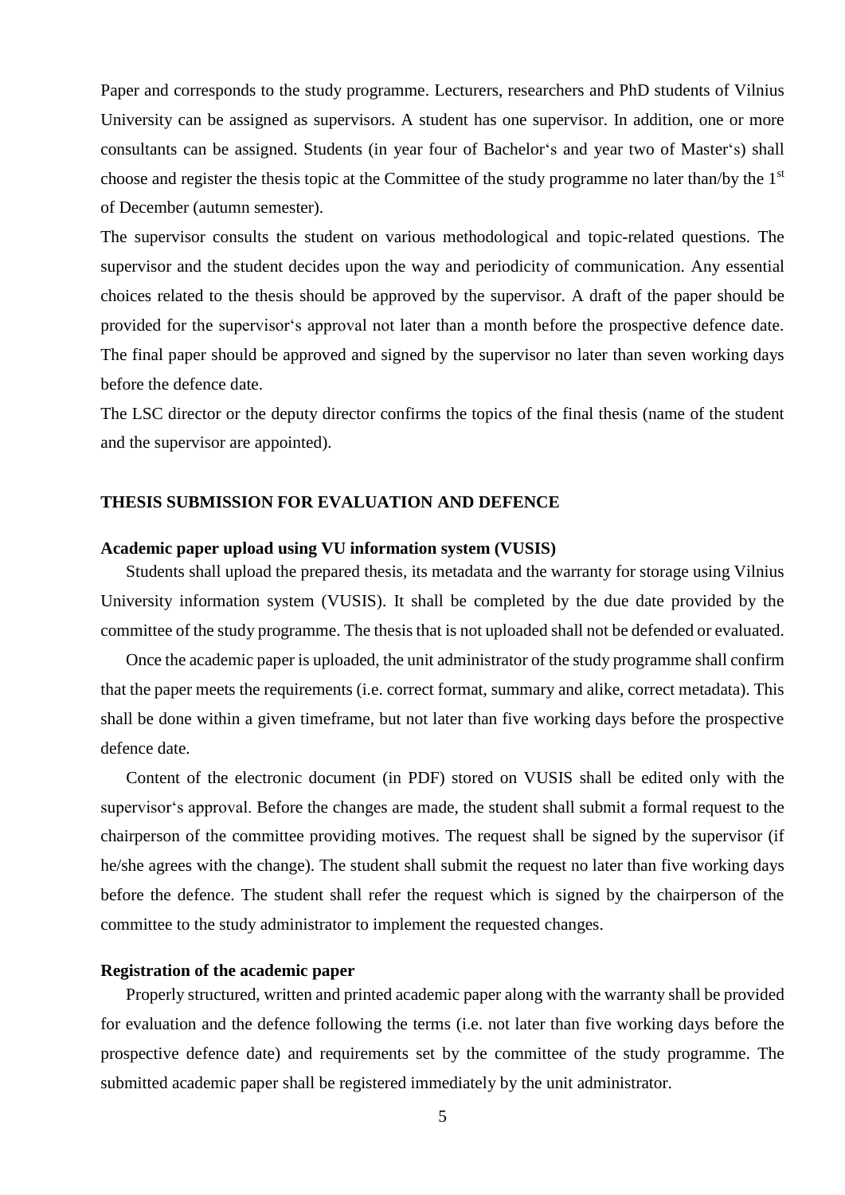Paper and corresponds to the study programme. Lecturers, researchers and PhD students of Vilnius University can be assigned as supervisors. A student has one supervisor. In addition, one or more consultants can be assigned. Students (in year four of Bachelor‘s and year two of Master‘s) shall choose and register the thesis topic at the Committee of the study programme no later than/by the 1st of December (autumn semester).

The supervisor consults the student on various methodological and topic-related questions. The supervisor and the student decides upon the way and periodicity of communication. Any essential choices related to the thesis should be approved by the supervisor. A draft of the paper should be provided for the supervisor‘s approval not later than a month before the prospective defence date. The final paper should be approved and signed by the supervisor no later than seven working days before the defence date.

The LSC director or the deputy director confirms the topics of the final thesis (name of the student and the supervisor are appointed).

## THESIS SUBMISSION FOR EVALUATION AND DEFENCE

### Academic paper upload using VU information system (VUSIS)

Students shall upload the prepared thesis, its metadata and the warranty for storage using Vilnius University information system (VUSIS). It shall be completed by the due date provided by the committee of the study programme. The thesis that is not uploaded shall not be defended or evaluated.

Once the academic paper is uploaded, the unit administrator of the study programme shall confirm that the paper meets the requirements (i.e. correct format, summary and alike, correct metadata). This shall be done within a given timeframe, but not later than five working days before the prospective defence date.

Content of the electronic document (in PDF) stored on VUSIS shall be edited only with the supervisor‘s approval. Before the changes are made, the student shall submit a formal request to the chairperson of the committee providing motives. The request shall be signed by the supervisor (if he/she agrees with the change). The student shall submit the request no later than five working days before the defence. The student shall refer the request which is signed by the chairperson of the committee to the study administrator to implement the requested changes.

### Registration of the academic paper

Properly structured, written and printed academic paper along with the warranty shall be provided for evaluation and the defence following the terms (i.e. not later than five working days before the prospective defence date) and requirements set by the committee of the study programme. The submitted academic paper shall be registered immediately by the unit administrator.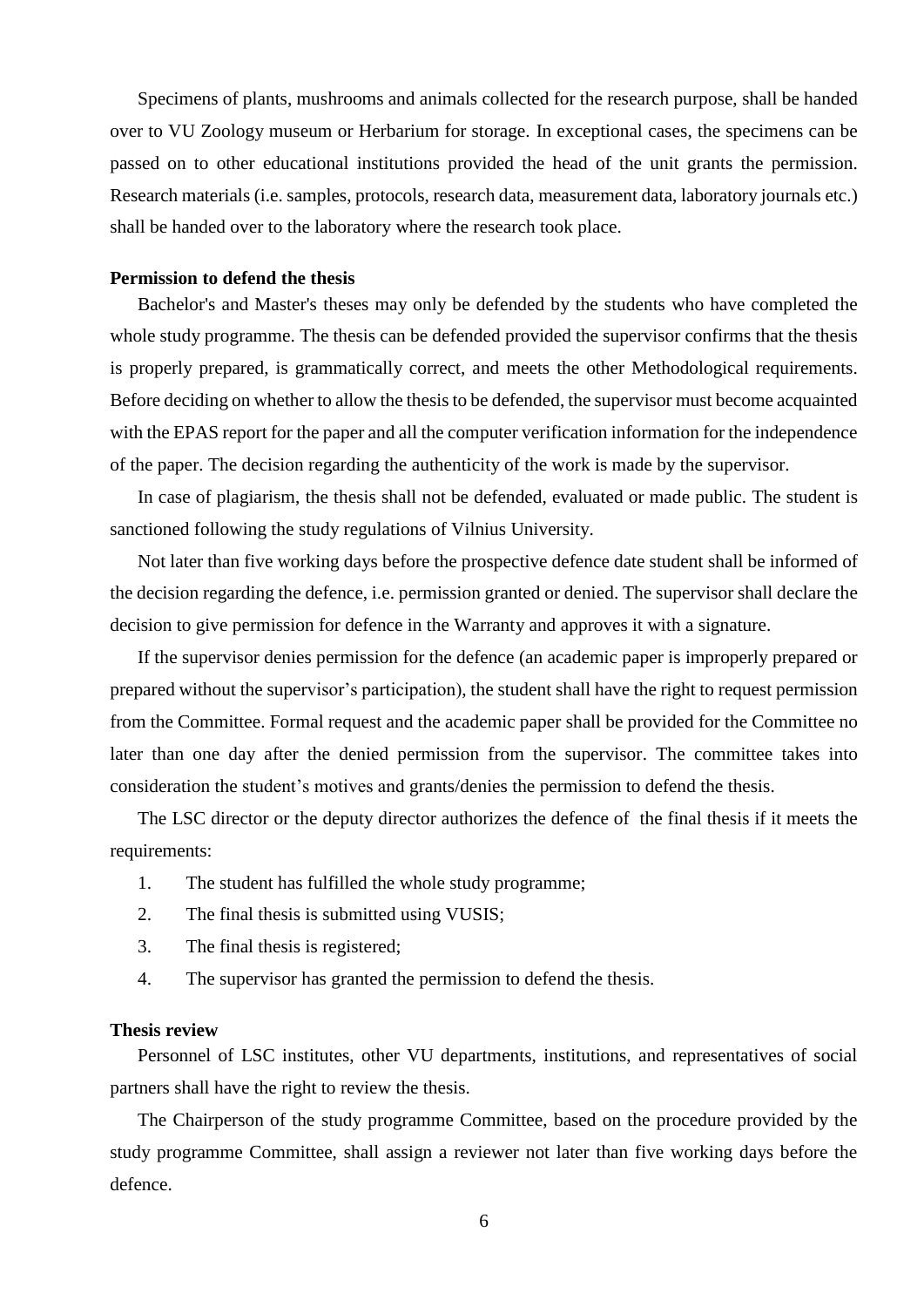Specimens of plants, mushrooms and animals collected for the research purpose, shall be handed over to VU Zoology museum or Herbarium for storage. In exceptional cases, the specimens can be passed on to other educational institutions provided the head of the unit grants the permission. Research materials (i.e. samples, protocols, research data, measurement data, laboratory journals etc.) shall be handed over to the laboratory where the research took place.

**Permission to defend the thesis**

Bachelor's and Master's theses may only be defended by the students who have completed the whole study programme. The thesis can be defended provided the supervisor confirms that the thesis is properly prepared, is grammatically correct, and meets the other Methodological requirements. Before deciding on whether to allow the thesis to be defended, the supervisor must become acquainted with the EPAS report for the paper and all the computer verification information for the independence of the paper. The decision regarding the authenticity of the work is made by the supervisor.

In case of plagiarism, the thesis shall not be defended, evaluated or made public. The student is sanctioned following the study regulations of Vilnius University.

Not later than five working days before the prospective defence date student shall be informed of the decision regarding the defence, i.e. permission granted or denied. The supervisor shall declare the decision to give permission for defence in the Warranty and approves it with a signature.

If the supervisor denies permission for the defence (an academic paper is improperly prepared or prepared without the supervisor's participation), the student shall have the right to request permission from the Committee. Formal request and the academic paper shall be provided for the Committee no later than one day after the denied permission from the supervisor. The committee takes into consideration the student's motives and grants/denies the permission to defend the thesis.

The LSC director or the deputy director authorizes the defence of the final thesis if it meets the requirements:

1. The student has fulfilled the whole study programme;
2. The final thesis is submitted using VUSIS;
3. The final thesis is registered;
4. The supervisor has granted the permission to defend the thesis.

**Thesis review**

Personnel of LSC institutes, other VU departments, institutions, and representatives of social partners shall have the right to review the thesis.

The Chairperson of the study programme Committee, based on the procedure provided by the study programme Committee, shall assign a reviewer not later than five working days before the defence.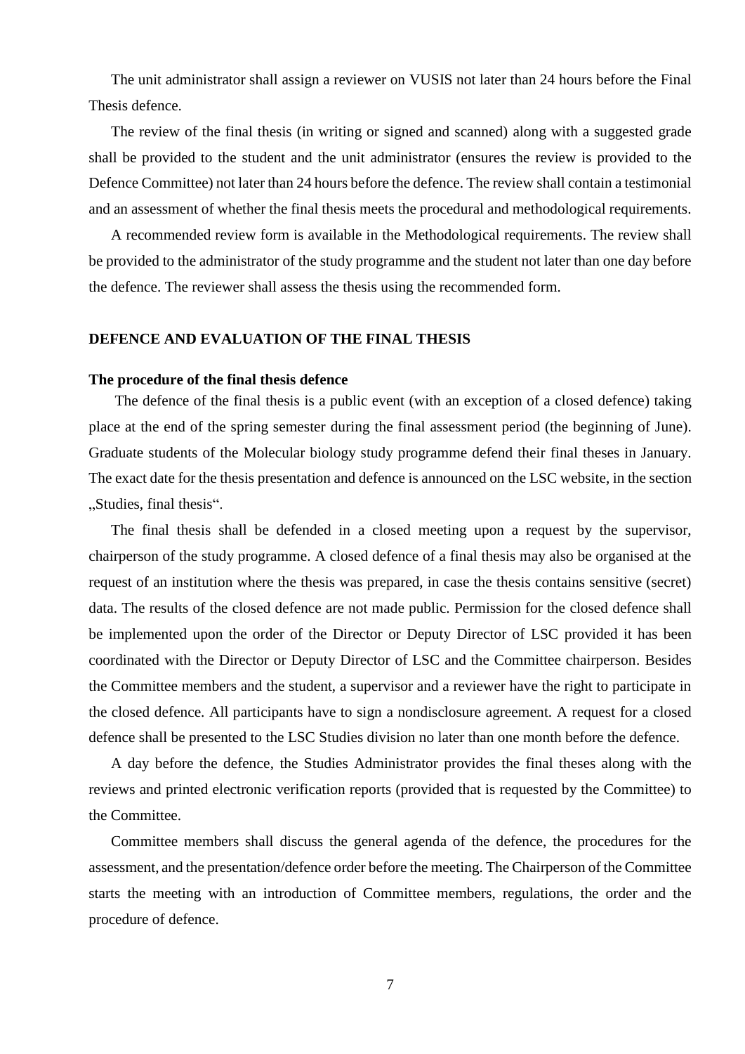The unit administrator shall assign a reviewer on VUSIS not later than 24 hours before the Final Thesis defence.

The review of the final thesis (in writing or signed and scanned) along with a suggested grade shall be provided to the student and the unit administrator (ensures the review is provided to the Defence Committee) not later than 24 hours before the defence. The review shall contain a testimonial and an assessment of whether the final thesis meets the procedural and methodological requirements.

A recommended review form is available in the Methodological requirements. The review shall be provided to the administrator of the study programme and the student not later than one day before the defence. The reviewer shall assess the thesis using the recommended form.

## DEFENCE AND EVALUATION OF THE FINAL THESIS

### The procedure of the final thesis defence

The defence of the final thesis is a public event (with an exception of a closed defence) taking place at the end of the spring semester during the final assessment period (the beginning of June). Graduate students of the Molecular biology study programme defend their final theses in January. The exact date for the thesis presentation and defence is announced on the LSC website, in the section „Studies, final thesis".

The final thesis shall be defended in a closed meeting upon a request by the supervisor, chairperson of the study programme. A closed defence of a final thesis may also be organised at the request of an institution where the thesis was prepared, in case the thesis contains sensitive (secret) data. The results of the closed defence are not made public. Permission for the closed defence shall be implemented upon the order of the Director or Deputy Director of LSC provided it has been coordinated with the Director or Deputy Director of LSC and the Committee chairperson. Besides the Committee members and the student, a supervisor and a reviewer have the right to participate in the closed defence. All participants have to sign a nondisclosure agreement. A request for a closed defence shall be presented to the LSC Studies division no later than one month before the defence.

A day before the defence, the Studies Administrator provides the final theses along with the reviews and printed electronic verification reports (provided that is requested by the Committee) to the Committee.

Committee members shall discuss the general agenda of the defence, the procedures for the assessment, and the presentation/defence order before the meeting. The Chairperson of the Committee starts the meeting with an introduction of Committee members, regulations, the order and the procedure of defence.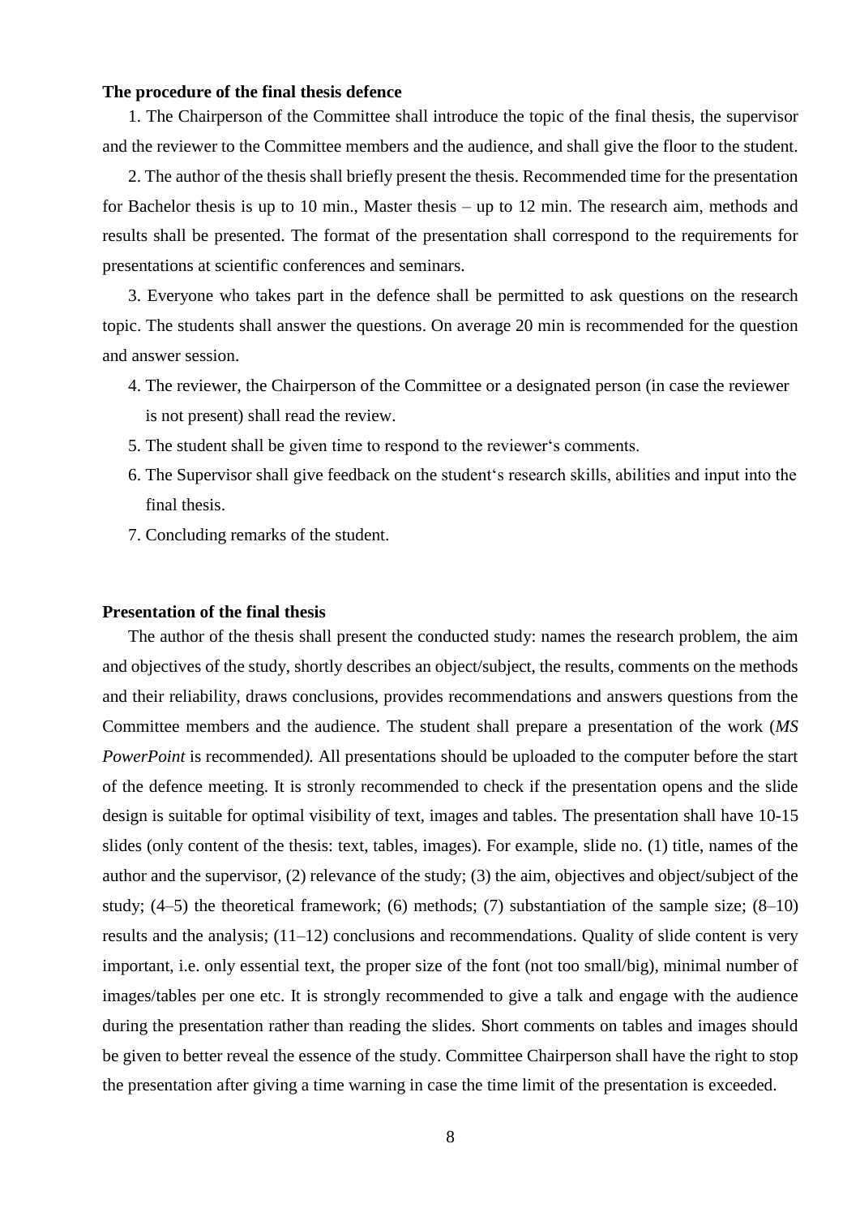**The procedure of the final thesis defence**

1. The Chairperson of the Committee shall introduce the topic of the final thesis, the supervisor and the reviewer to the Committee members and the audience, and shall give the floor to the student.
2. The author of the thesis shall briefly present the thesis. Recommended time for the presentation for Bachelor thesis is up to 10 min., Master thesis – up to 12 min. The research aim, methods and results shall be presented. The format of the presentation shall correspond to the requirements for presentations at scientific conferences and seminars.
3. Everyone who takes part in the defence shall be permitted to ask questions on the research topic. The students shall answer the questions. On average 20 min is recommended for the question and answer session.
4. The reviewer, the Chairperson of the Committee or a designated person (in case the reviewer is not present) shall read the review.
5. The student shall be given time to respond to the reviewer‘s comments.
6. The Supervisor shall give feedback on the student‘s research skills, abilities and input into the final thesis.
7. Concluding remarks of the student.

**Presentation of the final thesis**

The author of the thesis shall present the conducted study: names the research problem, the aim and objectives of the study, shortly describes an object/subject, the results, comments on the methods and their reliability, draws conclusions, provides recommendations and answers questions from the Committee members and the audience. The student shall prepare a presentation of the work (*MS PowerPoint* is recommended*).* All presentations should be uploaded to the computer before the start of the defence meeting. It is stronly recommended to check if the presentation opens and the slide design is suitable for optimal visibility of text, images and tables. The presentation shall have 10-15 slides (only content of the thesis: text, tables, images). For example, slide no. (1) title, names of the author and the supervisor, (2) relevance of the study; (3) the aim, objectives and object/subject of the study; (4–5) the theoretical framework; (6) methods; (7) substantiation of the sample size; (8–10) results and the analysis; (11–12) conclusions and recommendations. Quality of slide content is very important, i.e. only essential text, the proper size of the font (not too small/big), minimal number of images/tables per one etc. It is strongly recommended to give a talk and engage with the audience during the presentation rather than reading the slides. Short comments on tables and images should be given to better reveal the essence of the study. Committee Chairperson shall have the right to stop the presentation after giving a time warning in case the time limit of the presentation is exceeded.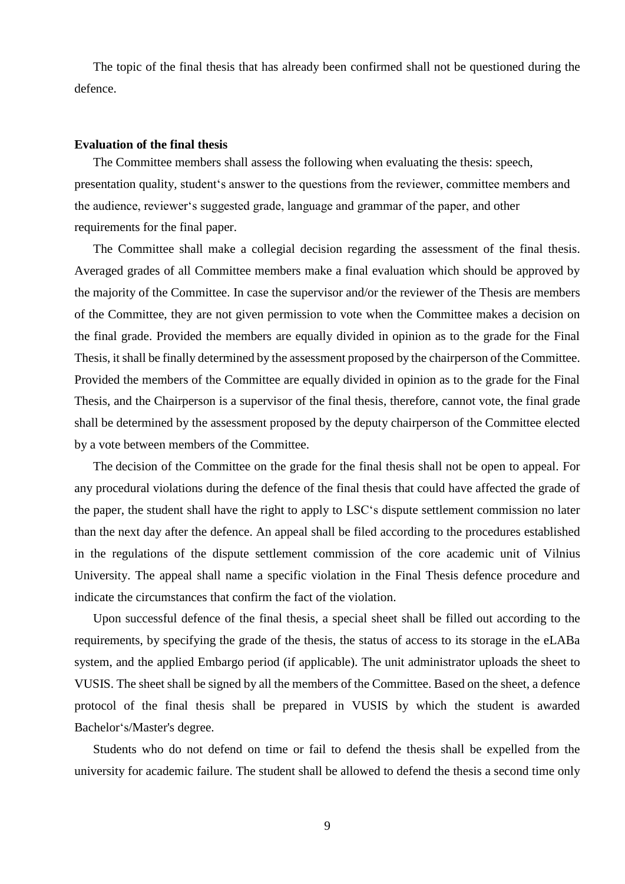The topic of the final thesis that has already been confirmed shall not be questioned during the defence.

**Evaluation of the final thesis**

The Committee members shall assess the following when evaluating the thesis: speech, presentation quality, student‘s answer to the questions from the reviewer, committee members and the audience, reviewer‘s suggested grade, language and grammar of the paper, and other requirements for the final paper.

The Committee shall make a collegial decision regarding the assessment of the final thesis. Averaged grades of all Committee members make a final evaluation which should be approved by the majority of the Committee. In case the supervisor and/or the reviewer of the Thesis are members of the Committee, they are not given permission to vote when the Committee makes a decision on the final grade. Provided the members are equally divided in opinion as to the grade for the Final Thesis, it shall be finally determined by the assessment proposed by the chairperson of the Committee. Provided the members of the Committee are equally divided in opinion as to the grade for the Final Thesis, and the Chairperson is a supervisor of the final thesis, therefore, cannot vote, the final grade shall be determined by the assessment proposed by the deputy chairperson of the Committee elected by a vote between members of the Committee.

The decision of the Committee on the grade for the final thesis shall not be open to appeal. For any procedural violations during the defence of the final thesis that could have affected the grade of the paper, the student shall have the right to apply to LSC‘s dispute settlement commission no later than the next day after the defence. An appeal shall be filed according to the procedures established in the regulations of the dispute settlement commission of the core academic unit of Vilnius University. The appeal shall name a specific violation in the Final Thesis defence procedure and indicate the circumstances that confirm the fact of the violation.

Upon successful defence of the final thesis, a special sheet shall be filled out according to the requirements, by specifying the grade of the thesis, the status of access to its storage in the eLABa system, and the applied Embargo period (if applicable). The unit administrator uploads the sheet to VUSIS. The sheet shall be signed by all the members of the Committee. Based on the sheet, a defence protocol of the final thesis shall be prepared in VUSIS by which the student is awarded Bachelor‘s/Master's degree.

Students who do not defend on time or fail to defend the thesis shall be expelled from the university for academic failure. The student shall be allowed to defend the thesis a second time only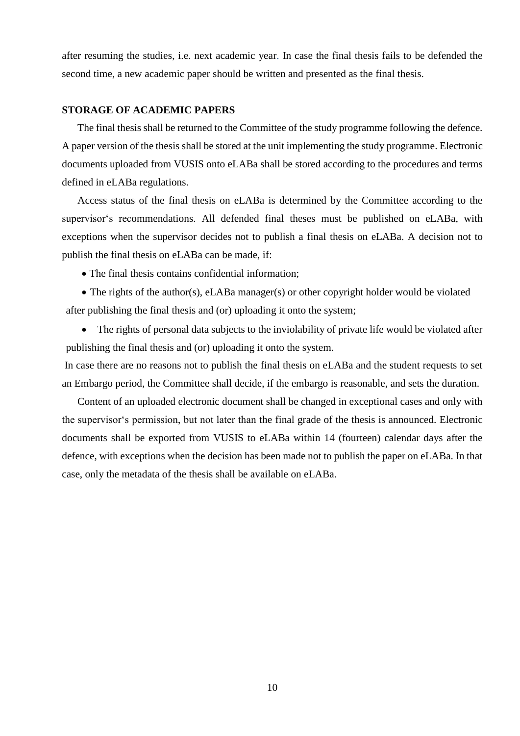after resuming the studies, i.e. next academic year. In case the final thesis fails to be defended the second time, a new academic paper should be written and presented as the final thesis.

## STORAGE OF ACADEMIC PAPERS

The final thesis shall be returned to the Committee of the study programme following the defence. A paper version of the thesis shall be stored at the unit implementing the study programme. Electronic documents uploaded from VUSIS onto eLABa shall be stored according to the procedures and terms defined in eLABa regulations.

Access status of the final thesis on eLABa is determined by the Committee according to the supervisor's recommendations. All defended final theses must be published on eLABa, with exceptions when the supervisor decides not to publish a final thesis on eLABa. A decision not to publish the final thesis on eLABa can be made, if:

- The final thesis contains confidential information;
- The rights of the author(s), eLABa manager(s) or other copyright holder would be violated after publishing the final thesis and (or) uploading it onto the system;
- The rights of personal data subjects to the inviolability of private life would be violated after publishing the final thesis and (or) uploading it onto the system.

In case there are no reasons not to publish the final thesis on eLABa and the student requests to set an Embargo period, the Committee shall decide, if the embargo is reasonable, and sets the duration.

Content of an uploaded electronic document shall be changed in exceptional cases and only with the supervisor's permission, but not later than the final grade of the thesis is announced. Electronic documents shall be exported from VUSIS to eLABa within 14 (fourteen) calendar days after the defence, with exceptions when the decision has been made not to publish the paper on eLABa. In that case, only the metadata of the thesis shall be available on eLABa.